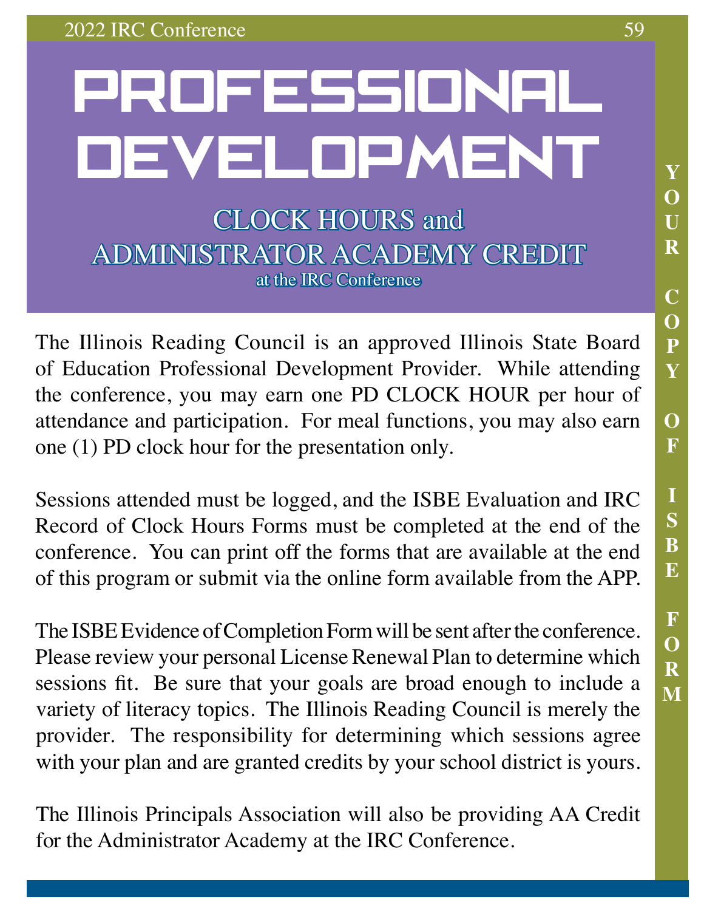# PROFESSIONAL DEVELOPMENT

## CLOCK HOURS and ADMINISTRATOR ACADEMY CREDIT

at the IRC Conference

The Illinois Reading Council is an approved Illinois State Board of Education Professional Development Provider. While attending the conference, you may earn one PD CLOCK HOUR per hour of attendance and participation. For meal functions, you may also earn one (1) PD clock hour for the presentation only.

Sessions attended must be logged, and the ISBE Evaluation and IRC Record of Clock Hours Forms must be completed at the end of the conference. You can print off the forms that are available at the end of this program or submit via the online form available from the APP.

The ISBE Evidence of Completion Form will be sent after the conference. Please review your personal License Renewal Plan to determine which sessions fit. Be sure that your goals are broad enough to include a variety of literacy topics. The Illinois Reading Council is merely the provider. The responsibility for determining which sessions agree with your plan and are granted credits by your school district is yours.

The Illinois Principals Association will also be providing AA Credit for the Administrator Academy at the IRC Conference.

YOUR COPY OF ISBE FORM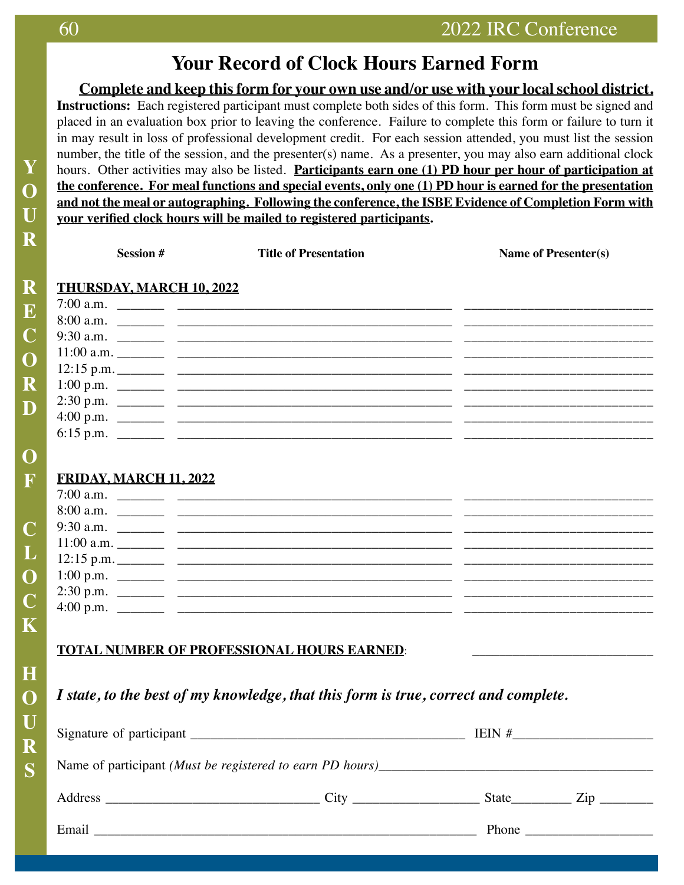# Your Record of Clock Hours Earned Form

**Complete and keep this form for your own use and/or use with your local school district.**

**Instructions:** Each registered participant must complete both sides of this form. This form must be signed and placed in an evaluation box prior to leaving the conference. Failure to complete this form or failure to turn it in may result in loss of professional development credit. For each session attended, you must list the session number, the title of the session, and the presenter(s) name. As a presenter, you may also earn additional clock hours. Other activities may also be listed. **Participants earn one (1) PD hour per hour of participation at the conference. For meal functions and special events, only one (1) PD hour is earned for the presentation and not the meal or autographing. Following the conference, the ISBE Evidence of Completion Form with your verified clock hours will be mailed to registered participants.**

| | Session # | Title of Presentation | Name of Presenter(s) |
|---|---|---|---|
| **THURSDAY, MARCH 10, 2022** | | | |
| 7:00 a.m. | ______ | ________________________________________ | __________________________ |
| 8:00 a.m. | ______ | ________________________________________ | __________________________ |
| 9:30 a.m. | ______ | ________________________________________ | __________________________ |
| 11:00 a.m. | ______ | ________________________________________ | __________________________ |
| 12:15 p.m. | ______ | ________________________________________ | __________________________ |
| 1:00 p.m. | ______ | ________________________________________ | __________________________ |
| 2:30 p.m. | ______ | ________________________________________ | __________________________ |
| 4:00 p.m. | ______ | ________________________________________ | __________________________ |
| 6:15 p.m. | ______ | ________________________________________ | __________________________ |
| **FRIDAY, MARCH 11, 2022** | | | |
| 7:00 a.m. | ______ | ________________________________________ | __________________________ |
| 8:00 a.m. | ______ | ________________________________________ | __________________________ |
| 9:30 a.m. | ______ | ________________________________________ | __________________________ |
| 11:00 a.m. | ______ | ________________________________________ | __________________________ |
| 12:15 p.m. | ______ | ________________________________________ | __________________________ |
| 1:00 p.m. | ______ | ________________________________________ | __________________________ |
| 2:30 p.m. | ______ | ________________________________________ | __________________________ |
| 4:00 p.m. | ______ | ________________________________________ | __________________________ |

**TOTAL NUMBER OF PROFESSIONAL HOURS EARNED**: __________________________

***I state, to the best of my knowledge, that this form is true, correct and complete.***

Signature of participant ________________________________________ IEIN #____________________

Name of participant *(Must be registered to earn PD hours)*________________________________________

Address _______________________________ City __________________ State________ Zip ________

Email ________________________________________________________ Phone __________________

YOUR RECORD OF CLOCK HOURS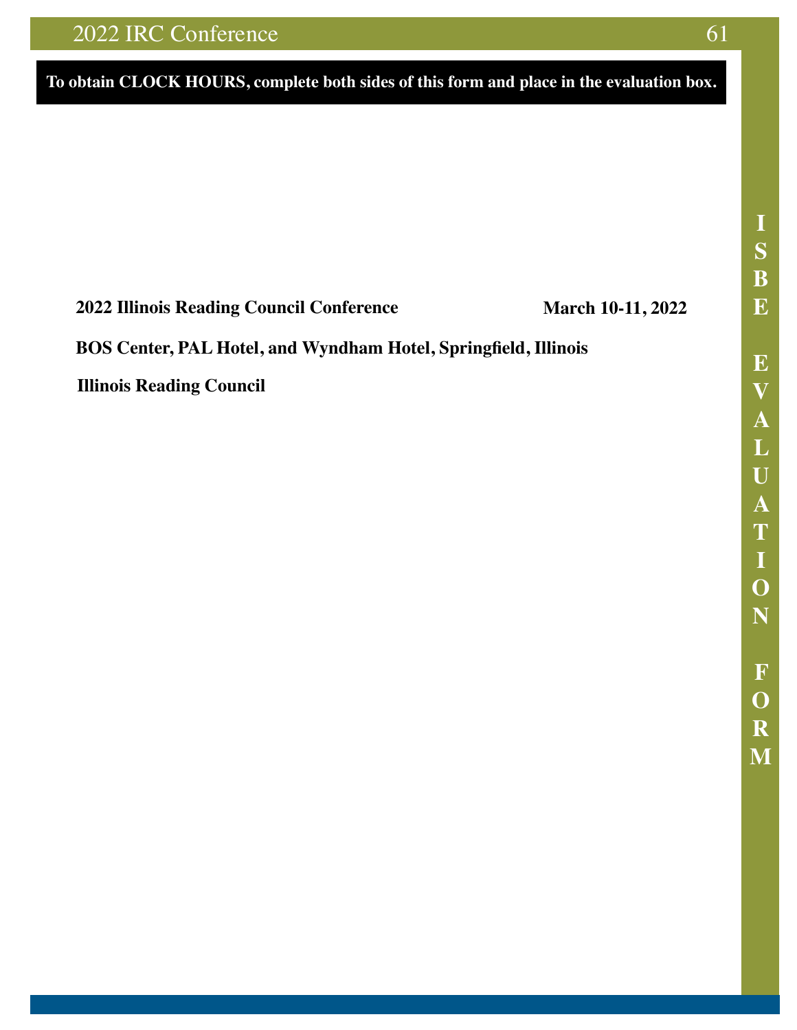**To obtain CLOCK HOURS, complete both sides of this form and place in the evaluation box.**

**2022 Illinois Reading Council Conference** **March 10-11, 2022**

**BOS Center, PAL Hotel, and Wyndham Hotel, Springfield, Illinois**

**Illinois Reading Council**

**ISBE EVALUATION FORM**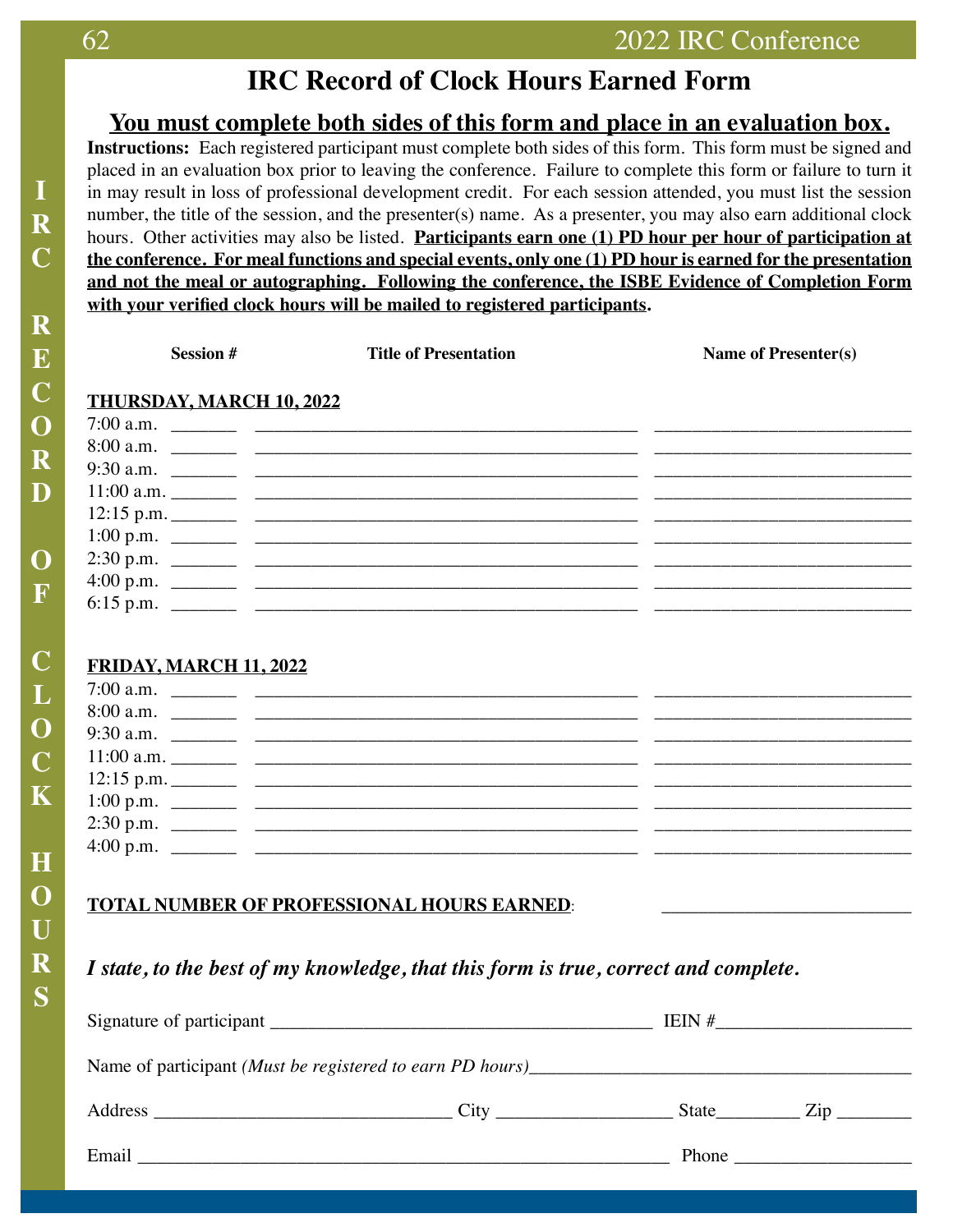# IRC Record of Clock Hours Earned Form

## You must complete both sides of this form and place in an evaluation box.

**Instructions:** Each registered participant must complete both sides of this form. This form must be signed and placed in an evaluation box prior to leaving the conference. Failure to complete this form or failure to turn it in may result in loss of professional development credit. For each session attended, you must list the session number, the title of the session, and the presenter(s) name. As a presenter, you may also earn additional clock hours. Other activities may also be listed. **Participants earn one (1) PD hour per hour of participation at the conference. For meal functions and special events, only one (1) PD hour is earned for the presentation and not the meal or autographing. Following the conference, the ISBE Evidence of Completion Form with your verified clock hours will be mailed to registered participants.**

**THURSDAY, MARCH 10, 2022**

| | Session # | Title of Presentation | Name of Presenter(s) |
|---|---|---|---|
| 7:00 a.m. | _______ | ______________________________ | ______________________ |
| 8:00 a.m. | _______ | ______________________________ | ______________________ |
| 9:30 a.m. | _______ | ______________________________ | ______________________ |
| 11:00 a.m. | _______ | ______________________________ | ______________________ |
| 12:15 p.m. | _______ | ______________________________ | ______________________ |
| 1:00 p.m. | _______ | ______________________________ | ______________________ |
| 2:30 p.m. | _______ | ______________________________ | ______________________ |
| 4:00 p.m. | _______ | ______________________________ | ______________________ |
| 6:15 p.m. | _______ | ______________________________ | ______________________ |

**FRIDAY, MARCH 11, 2022**

| | Session # | Title of Presentation | Name of Presenter(s) |
|---|---|---|---|
| 7:00 a.m. | _______ | ______________________________ | ______________________ |
| 8:00 a.m. | _______ | ______________________________ | ______________________ |
| 9:30 a.m. | _______ | ______________________________ | ______________________ |
| 11:00 a.m. | _______ | ______________________________ | ______________________ |
| 12:15 p.m. | _______ | ______________________________ | ______________________ |
| 1:00 p.m. | _______ | ______________________________ | ______________________ |
| 2:30 p.m. | _______ | ______________________________ | ______________________ |
| 4:00 p.m. | _______ | ______________________________ | ______________________ |

**TOTAL NUMBER OF PROFESSIONAL HOURS EARNED**: ______________________

***I state, to the best of my knowledge, that this form is true, correct and complete.***

Signature of participant ______________________________ IEIN #______________

Name of participant *(Must be registered to earn PD hours)*______________________________

Address ______________________ City ______________ State________ Zip ________

Email ______________________________________ Phone ______________

IRC RECORD OF CLOCK HOURS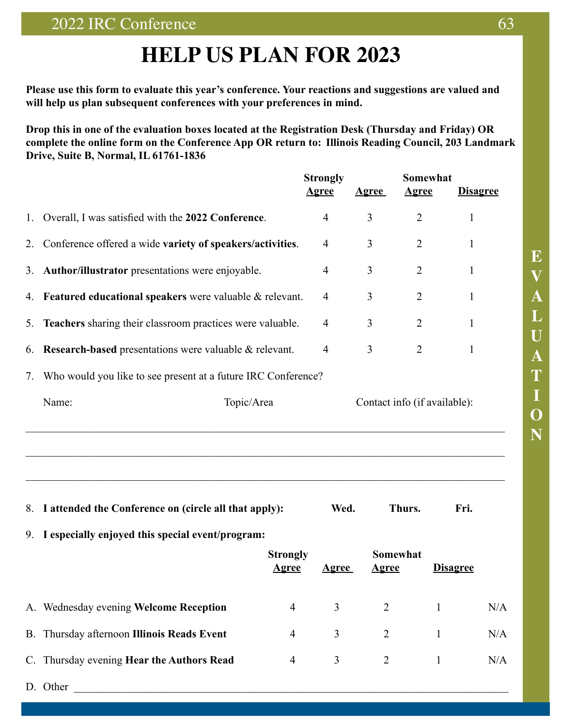# HELP US PLAN FOR 2023

**Please use this form to evaluate this year's conference. Your reactions and suggestions are valued and will help us plan subsequent conferences with your preferences in mind.**

**Drop this in one of the evaluation boxes located at the Registration Desk (Thursday and Friday) OR complete the online form on the Conference App OR return to: Illinois Reading Council, 203 Landmark Drive, Suite B, Normal, IL 61761-1836**

| | Strongly Agree | Agree | Somewhat Agree | Disagree |
|---|---|---|---|---|
| 1. Overall, I was satisfied with the **2022 Conference**. | 4 | 3 | 2 | 1 |
| 2. Conference offered a wide **variety of speakers/activities**. | 4 | 3 | 2 | 1 |
| 3. **Author/illustrator** presentations were enjoyable. | 4 | 3 | 2 | 1 |
| 4. **Featured educational speakers** were valuable & relevant. | 4 | 3 | 2 | 1 |
| 5. **Teachers** sharing their classroom practices were valuable. | 4 | 3 | 2 | 1 |
| 6. **Research-based** presentations were valuable & relevant. | 4 | 3 | 2 | 1 |

7. Who would you like to see present at a future IRC Conference?

Name: Topic/Area Contact info (if available):

______________________________________________________________________

______________________________________________________________________

______________________________________________________________________

8. **I attended the Conference on (circle all that apply):** **Wed.** **Thurs.** **Fri.**

9. **I especially enjoyed this special event/program:**

| | Strongly Agree | Agree | Somewhat Agree | Disagree | |
|---|---|---|---|---|---|
| A. Wednesday evening **Welcome Reception** | 4 | 3 | 2 | 1 | N/A |
| B. Thursday afternoon **Illinois Reads Event** | 4 | 3 | 2 | 1 | N/A |
| C. Thursday evening **Hear the Authors Read** | 4 | 3 | 2 | 1 | N/A |

D. Other ______________________________________________________________

EVALUATION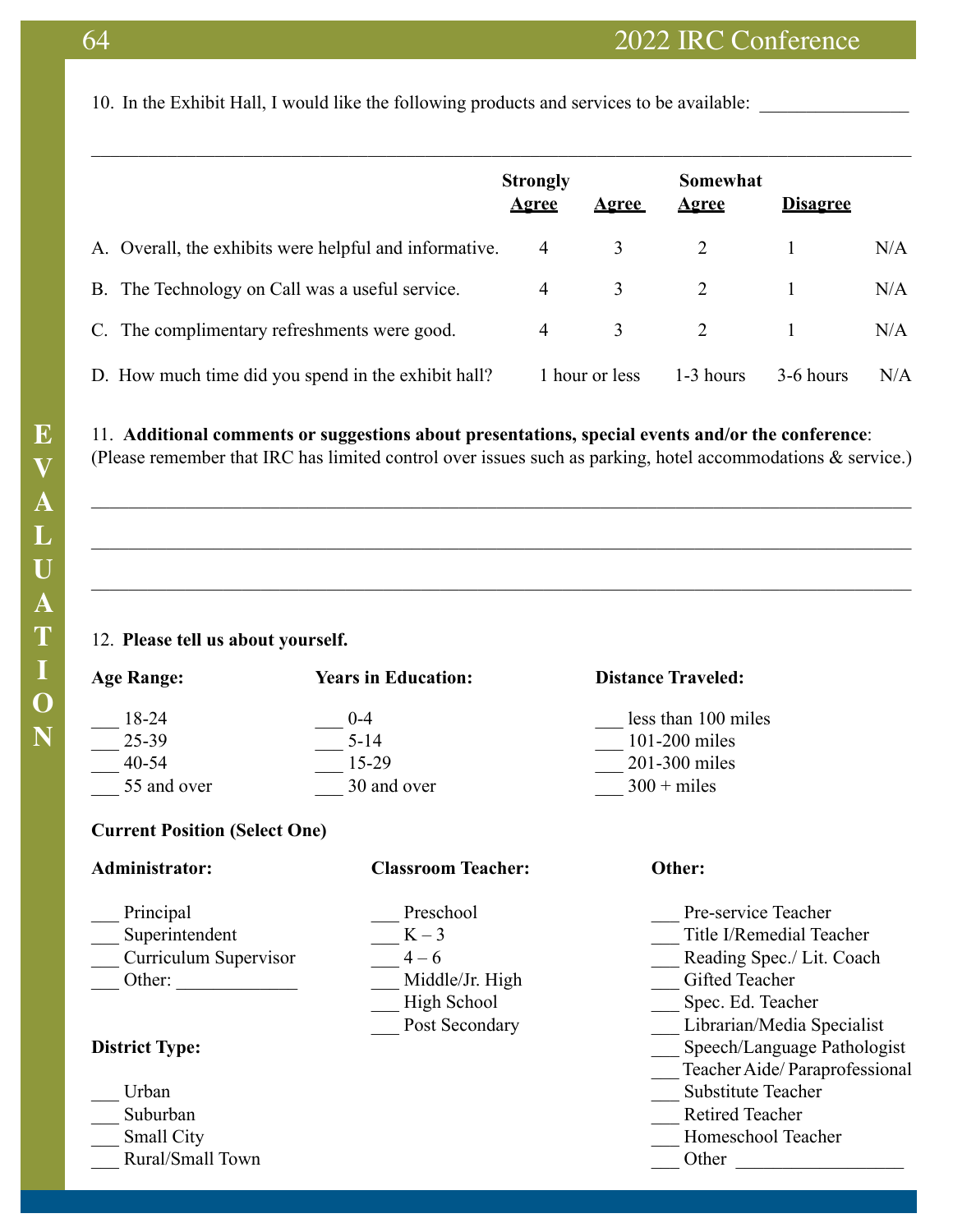10. In the Exhibit Hall, I would like the following products and services to be available: ________________

________________________________________________________________________________________

| | Strongly Agree | Agree | Somewhat Agree | Disagree | |
|---|---|---|---|---|---|
| A. Overall, the exhibits were helpful and informative. | 4 | 3 | 2 | 1 | N/A |
| B. The Technology on Call was a useful service. | 4 | 3 | 2 | 1 | N/A |
| C. The complimentary refreshments were good. | 4 | 3 | 2 | 1 | N/A |
| D. How much time did you spend in the exhibit hall? | 1 hour or less | | 1-3 hours | 3-6 hours | N/A |

11. **Additional comments or suggestions about presentations, special events and/or the conference**: (Please remember that IRC has limited control over issues such as parking, hotel accommodations & service.)

________________________________________________________________________________________

________________________________________________________________________________________

________________________________________________________________________________________

12. **Please tell us about yourself.**

**Age Range:**

___ 18-24
___ 25-39
___ 40-54
___ 55 and over

**Years in Education:**

___ 0-4
___ 5-14
___ 15-29
___ 30 and over

**Distance Traveled:**

___ less than 100 miles
___ 101-200 miles
___ 201-300 miles
___ 300 + miles

**Current Position (Select One)**

**Administrator:**

___ Principal
___ Superintendent
___ Curriculum Supervisor
___ Other: _____________

**Classroom Teacher:**

___ Preschool
___ K – 3
___ 4 – 6
___ Middle/Jr. High
___ High School
___ Post Secondary

**Other:**

___ Pre-service Teacher
___ Title I/Remedial Teacher
___ Reading Spec./ Lit. Coach
___ Gifted Teacher
___ Spec. Ed. Teacher
___ Librarian/Media Specialist
___ Speech/Language Pathologist
___ Teacher Aide/ Paraprofessional
___ Substitute Teacher
___ Retired Teacher
___ Homeschool Teacher
___ Other __________________

**District Type:**

___ Urban
___ Suburban
___ Small City
___ Rural/Small Town

EVALUATION